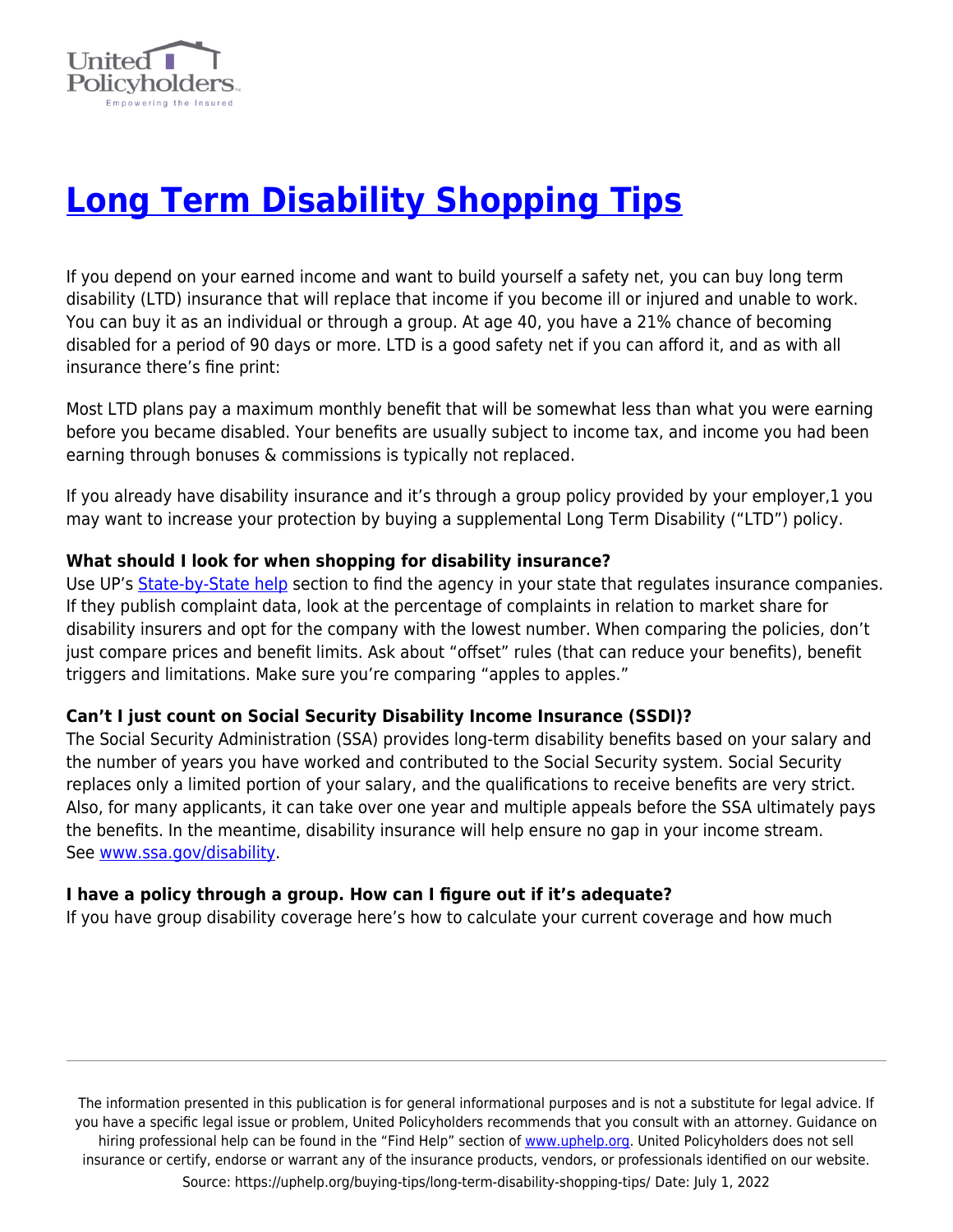# Long Term Disability Shopping Tips

If you depend on your earned income and want to build yourself a safety net, you can buy long term disability (LTD) insurance that will replace that income if you become ill or injured and unable to work. You can buy it as an individual or through a group. At age 40, you have a 21% chance of becoming disabled for a period of 90 days or more. LTD is a good safety net if you can afford it, and as with all insurance there's fine print:

Most LTD plans pay a maximum monthly benefit that will be somewhat less than what you were earning before you became disabled. Your benefits are usually subject to income tax, and income you had been earning through bonuses & commissions is typically not replaced.

If you already have disability insurance and it's through a group policy provided by your employer,1 you may want to increase your protection by buying a supplemental Long Term Disability ("LTD") policy.

**What should I look for when shopping for disability insurance?**

Use UP's State-by-State help section to find the agency in your state that regulates insurance companies. If they publish complaint data, look at the percentage of complaints in relation to market share for disability insurers and opt for the company with the lowest number. When comparing the policies, don't just compare prices and benefit limits. Ask about "offset" rules (that can reduce your benefits), benefit triggers and limitations. Make sure you're comparing "apples to apples."

**Can't I just count on Social Security Disability Income Insurance (SSDI)?**

The Social Security Administration (SSA) provides long-term disability benefits based on your salary and the number of years you have worked and contributed to the Social Security system. Social Security replaces only a limited portion of your salary, and the qualifications to receive benefits are very strict. Also, for many applicants, it can take over one year and multiple appeals before the SSA ultimately pays the benefits. In the meantime, disability insurance will help ensure no gap in your income stream. See www.ssa.gov/disability.

**I have a policy through a group. How can I figure out if it's adequate?**

If you have group disability coverage here's how to calculate your current coverage and how much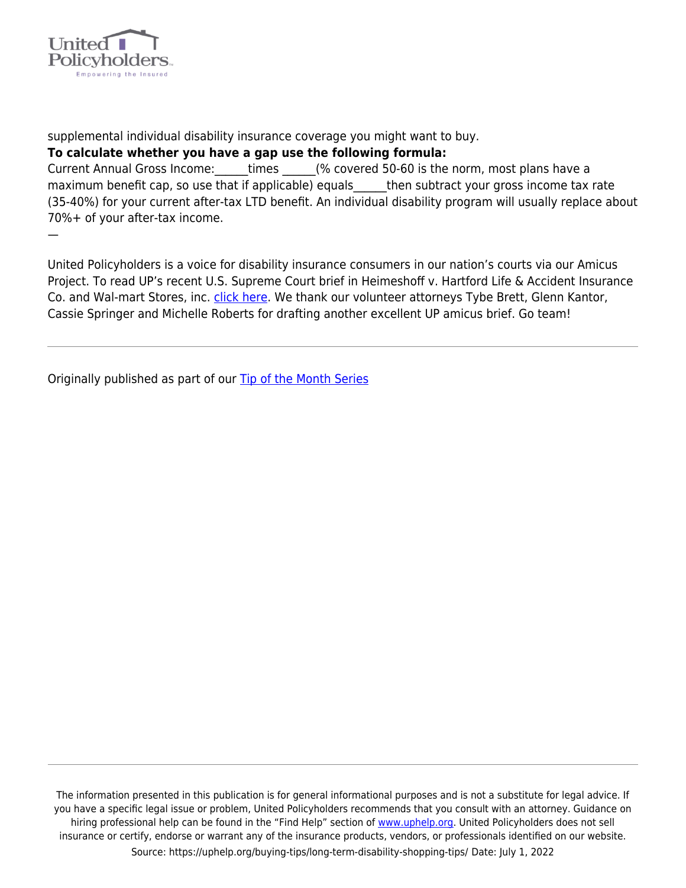supplemental individual disability insurance coverage you might want to buy.

**To calculate whether you have a gap use the following formula:**

Current Annual Gross Income:______times ______(% covered 50-60 is the norm, most plans have a maximum benefit cap, so use that if applicable) equals______then subtract your gross income tax rate (35-40%) for your current after-tax LTD benefit. An individual disability program will usually replace about 70%+ of your after-tax income.

—

United Policyholders is a voice for disability insurance consumers in our nation's courts via our Amicus Project. To read UP's recent U.S. Supreme Court brief in Heimeshoff v. Hartford Life & Accident Insurance Co. and Wal-mart Stores, inc. [click here](). We thank our volunteer attorneys Tybe Brett, Glenn Kantor, Cassie Springer and Michelle Roberts for drafting another excellent UP amicus brief. Go team!

---

Originally published as part of our [Tip of the Month Series]()

---

The information presented in this publication is for general informational purposes and is not a substitute for legal advice. If you have a specific legal issue or problem, United Policyholders recommends that you consult with an attorney. Guidance on hiring professional help can be found in the "Find Help" section of [www.uphelp.org](www.uphelp.org). United Policyholders does not sell insurance or certify, endorse or warrant any of the insurance products, vendors, or professionals identified on our website.

Source: https://uphelp.org/buying-tips/long-term-disability-shopping-tips/ Date: July 1, 2022